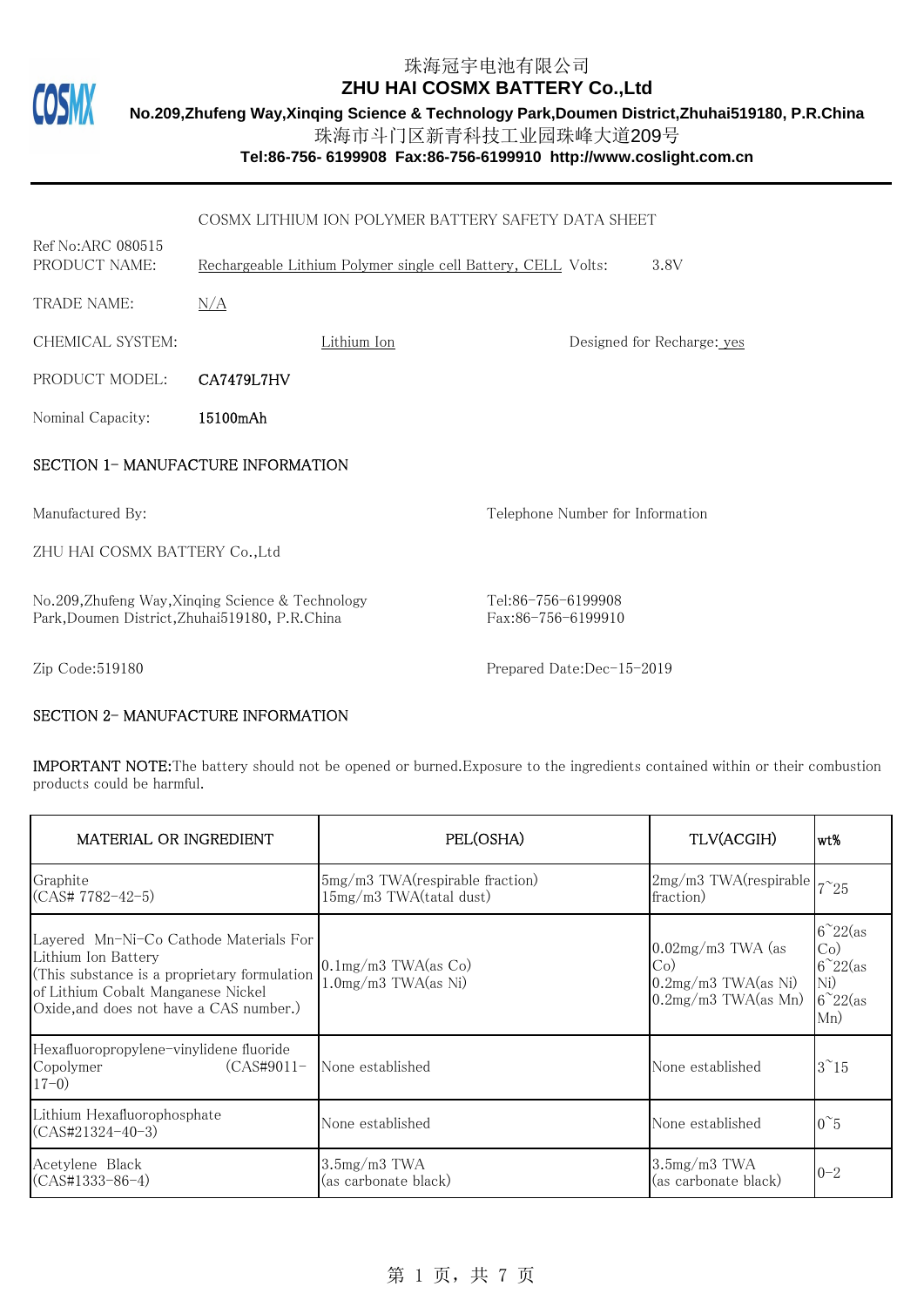珠海冠宇电池有限公司

**ZHU HAI COSMX BATTERY Co.,Ltd**

**No.209,Zhufeng Way,Xinqing Science & Technology Park,Doumen District,Zhuhai519180, P.R.China**

珠海市斗门区新青科技工业园珠峰大道209号

**Tel:86-756- 6199908 Fax:86-756-6199910 http://www.coslight.com.cn**

---

COSMX LITHIUM ION POLYMER BATTERY SAFETY DATA SHEET

Ref No:ARC 080515

PRODUCT NAME: Rechargeable Lithium Polymer single cell Battery, CELL Volts: 3.8V

TRADE NAME: N/A

CHEMICAL SYSTEM: Lithium Ion Designed for Recharge: yes

PRODUCT MODEL: CA7479L7HV

Nominal Capacity: 15100mAh

## SECTION 1- MANUFACTURE INFORMATION

Manufactured By:

ZHU HAI COSMX BATTERY Co.,Ltd

No.209,Zhufeng Way,Xinqing Science & Technology Park,Doumen District,Zhuhai519180, P.R.China

Zip Code:519180

Telephone Number for Information

Tel:86-756-6199908
Fax:86-756-6199910

Prepared Date:Dec-15-2019

## SECTION 2- MANUFACTURE INFORMATION

IMPORTANT NOTE:The battery should not be opened or burned.Exposure to the ingredients contained within or their combustion products could be harmful.

| MATERIAL OR INGREDIENT | PEL(OSHA) | TLV(ACGIH) | wt% |
|---|---|---|---|
| Graphite (CAS# 7782-42-5) | 5mg/m3 TWA(respirable fraction) 15mg/m3 TWA(tatal dust) | 2mg/m3 TWA(respirable fraction) | 7~25 |
| Layered Mn-Ni-Co Cathode Materials For Lithium Ion Battery (This substance is a proprietary formulation of Lithium Cobalt Manganese Nickel Oxide,and does not have a CAS number.) | 0.1mg/m3 TWA(as Co) 1.0mg/m3 TWA(as Ni) | 0.02mg/m3 TWA (as Co) 0.2mg/m3 TWA(as Ni) 0.2mg/m3 TWA(as Mn) | 6~22(as Co) 6~22(as Ni) 6~22(as Mn) |
| Hexafluoropropylene-vinylidene fluoride Copolymer (CAS#9011-17-0) | None established | None established | 3~15 |
| Lithium Hexafluorophosphate (CAS#21324-40-3) | None established | None established | 0~5 |
| Acetylene Black (CAS#1333-86-4) | 3.5mg/m3 TWA (as carbonate black) | 3.5mg/m3 TWA (as carbonate black) | 0-2 |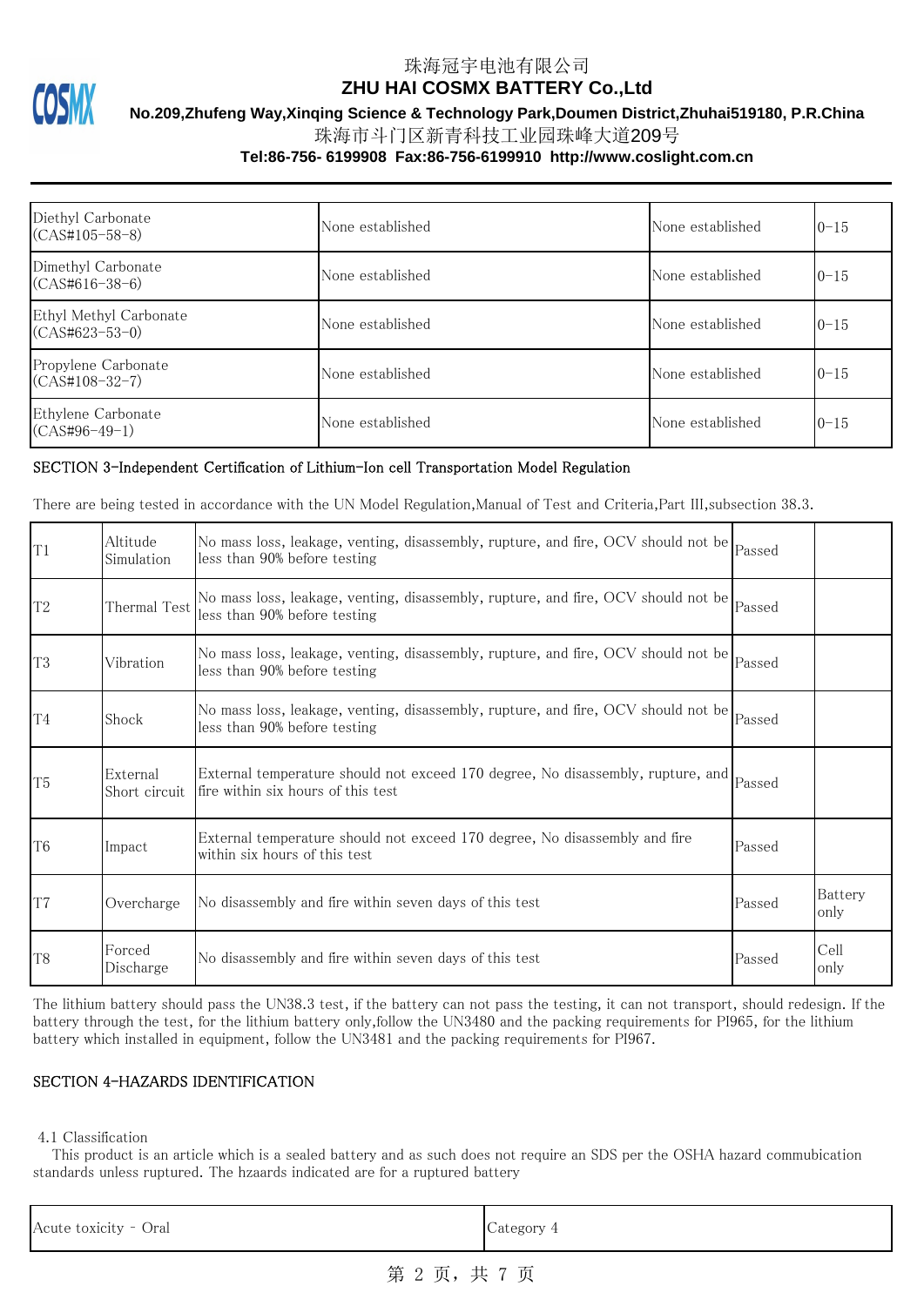| Diethyl Carbonate (CAS#105-58-8) | None established | None established | 0-15 |
|---|---|---|---|
| Dimethyl Carbonate (CAS#616-38-6) | None established | None established | 0-15 |
| Ethyl Methyl Carbonate (CAS#623-53-0) | None established | None established | 0-15 |
| Propylene Carbonate (CAS#108-32-7) | None established | None established | 0-15 |
| Ethylene Carbonate (CAS#96-49-1) | None established | None established | 0-15 |

## SECTION 3-Independent Certification of Lithium-Ion cell Transportation Model Regulation

There are being tested in accordance with the UN Model Regulation,Manual of Test and Criteria,Part III,subsection 38.3.

| T1 | Altitude Simulation | No mass loss, leakage, venting, disassembly, rupture, and fire, OCV should not be less than 90% before testing | Passed | |
|---|---|---|---|---|
| T2 | Thermal Test | No mass loss, leakage, venting, disassembly, rupture, and fire, OCV should not be less than 90% before testing | Passed | |
| T3 | Vibration | No mass loss, leakage, venting, disassembly, rupture, and fire, OCV should not be less than 90% before testing | Passed | |
| T4 | Shock | No mass loss, leakage, venting, disassembly, rupture, and fire, OCV should not be less than 90% before testing | Passed | |
| T5 | External Short circuit | External temperature should not exceed 170 degree, No disassembly, rupture, and fire within six hours of this test | Passed | |
| T6 | Impact | External temperature should not exceed 170 degree, No disassembly and fire within six hours of this test | Passed | |
| T7 | Overcharge | No disassembly and fire within seven days of this test | Passed | Battery only |
| T8 | Forced Discharge | No disassembly and fire within seven days of this test | Passed | Cell only |

The lithium battery should pass the UN38.3 test, if the battery can not pass the testing, it can not transport, should redesign. If the battery through the test, for the lithium battery only,follow the UN3480 and the packing requirements for PI965, for the lithium battery which installed in equipment, follow the UN3481 and the packing requirements for PI967.

## SECTION 4-HAZARDS IDENTIFICATION

4.1 Classification

This product is an article which is a sealed battery and as such does not require an SDS per the OSHA hazard commubication standards unless ruptured. The hzaards indicated are for a ruptured battery

| Acute toxicity - Oral | Category 4 |
|---|---|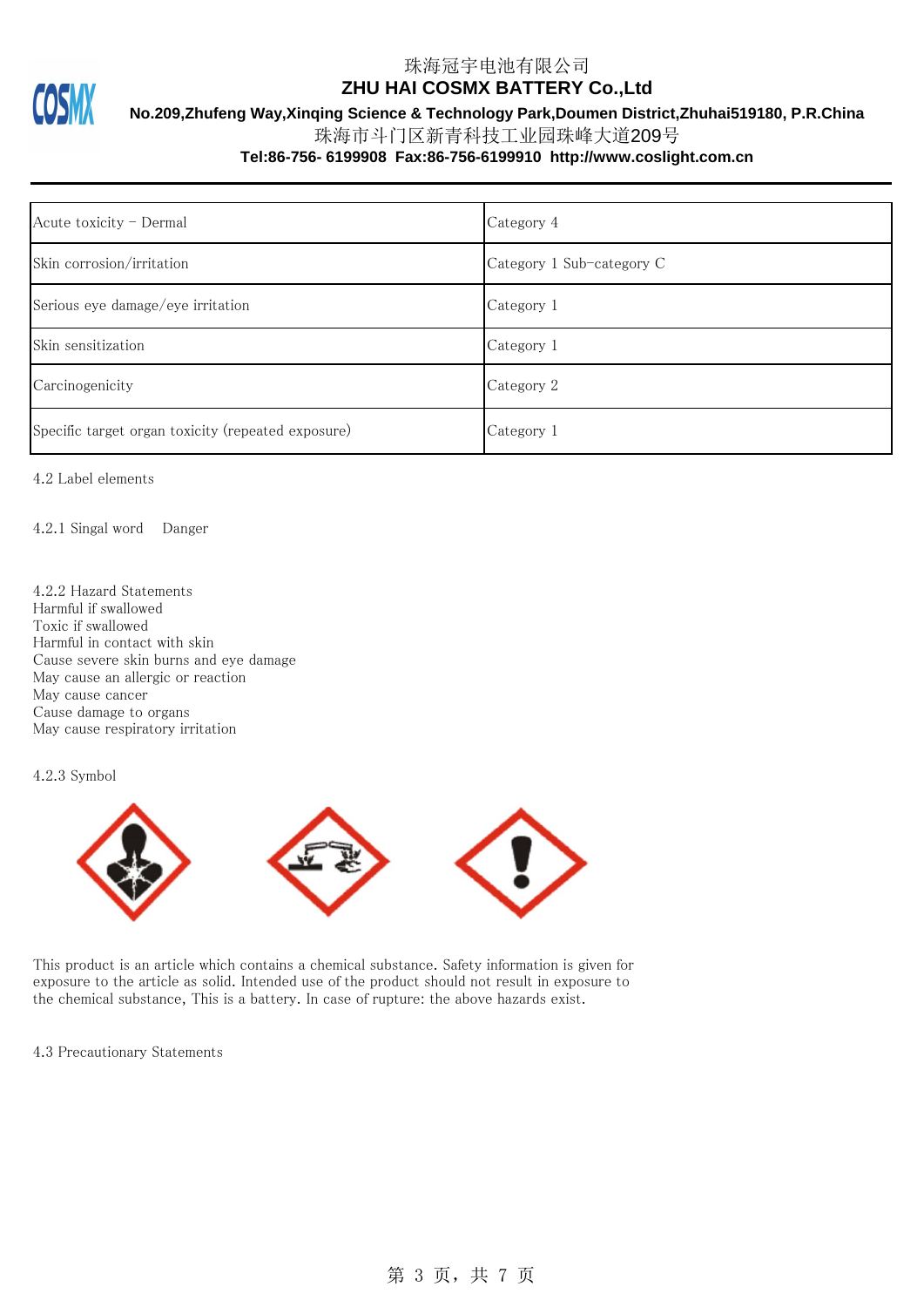| Acute toxicity – Dermal | Category 4 |
|---|---|
| Skin corrosion/irritation | Category 1 Sub-category C |
| Serious eye damage/eye irritation | Category 1 |
| Skin sensitization | Category 1 |
| Carcinogenicity | Category 2 |
| Specific target organ toxicity (repeated exposure) | Category 1 |

4.2 Label elements

4.2.1 Singal word   Danger

4.2.2 Hazard Statements
Harmful if swallowed
Toxic if swallowed
Harmful in contact with skin
Cause severe skin burns and eye damage
May cause an allergic or reaction
May cause cancer
Cause damage to organs
May cause respiratory irritation

4.2.3 Symbol

This product is an article which contains a chemical substance. Safety information is given for exposure to the article as solid. Intended use of the product should not result in exposure to the chemical substance, This is a battery. In case of rupture: the above hazards exist.

4.3 Precautionary Statements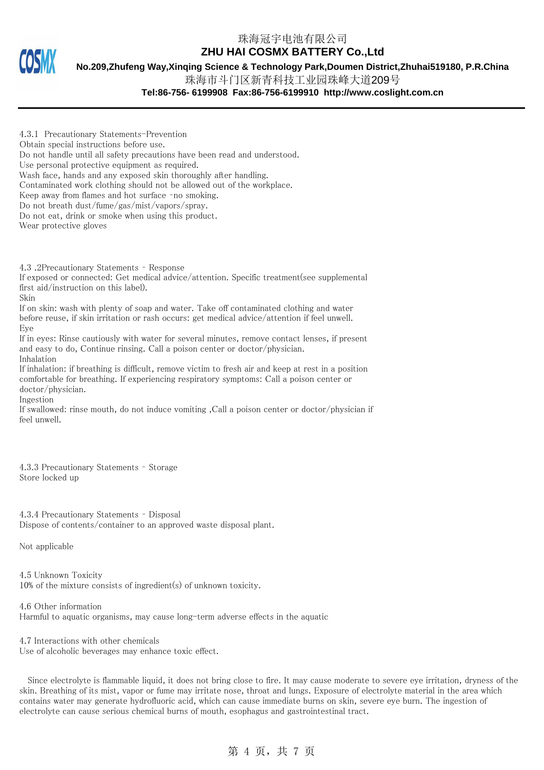4.3.1 Precautionary Statements-Prevention

Obtain special instructions before use.
Do not handle until all safety precautions have been read and understood.
Use personal protective equipment as required.
Wash face, hands and any exposed skin thoroughly after handling.
Contaminated work clothing should not be allowed out of the workplace.
Keep away from flames and hot surface -no smoking.
Do not breath dust/fume/gas/mist/vapors/spray.
Do not eat, drink or smoke when using this product.
Wear protective gloves

4.3 .2Precautionary Statements - Response

If exposed or connected: Get medical advice/attention. Specific treatment(see supplemental first aid/instruction on this label).

Skin

If on skin: wash with plenty of soap and water. Take off contaminated clothing and water before reuse, if skin irritation or rash occurs: get medical advice/attention if feel unwell.

Eye

If in eyes: Rinse cautiously with water for several minutes, remove contact lenses, if present and easy to do, Continue rinsing. Call a poison center or doctor/physician.

Inhalation

If inhalation: if breathing is difficult, remove victim to fresh air and keep at rest in a position comfortable for breathing. If experiencing respiratory symptoms: Call a poison center or doctor/physician.

Ingestion

If swallowed: rinse mouth, do not induce vomiting ,Call a poison center or doctor/physician if feel unwell.

4.3.3 Precautionary Statements - Storage

Store locked up

4.3.4 Precautionary Statements - Disposal

Dispose of contents/container to an approved waste disposal plant.

Not applicable

4.5 Unknown Toxicity

10% of the mixture consists of ingredient(s) of unknown toxicity.

4.6 Other information

Harmful to aquatic organisms, may cause long-term adverse effects in the aquatic

4.7 Interactions with other chemicals

Use of alcoholic beverages may enhance toxic effect.

Since electrolyte is flammable liquid, it does not bring close to fire. It may cause moderate to severe eye irritation, dryness of the skin. Breathing of its mist, vapor or fume may irritate nose, throat and lungs. Exposure of electrolyte material in the area which contains water may generate hydrofluoric acid, which can cause immediate burns on skin, severe eye burn. The ingestion of electrolyte can cause serious chemical burns of mouth, esophagus and gastrointestinal tract.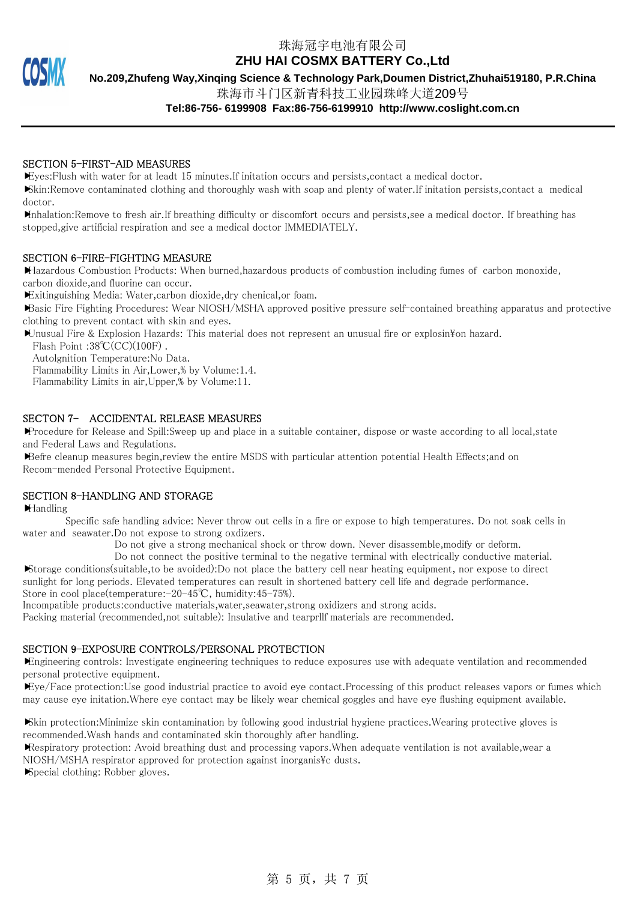## SECTION 5-FIRST-AID MEASURES

- Eyes:Flush with water for at leadt 15 minutes.If initation occurs and persists,contact a medical doctor.
- Skin:Remove contaminated clothing and thoroughly wash with soap and plenty of water.If initation persists,contact a medical doctor.
- Inhalation:Remove to fresh air.If breathing difficulty or discomfort occurs and persists,see a medical doctor. If breathing has stopped,give artificial respiration and see a medical doctor IMMEDIATELY.

## SECTION 6-FIRE-FIGHTING MEASURE

- Hazardous Combustion Products: When burned,hazardous products of combustion including fumes of carbon monoxide, carbon dioxide,and fluorine can occur.
- Exitinguishing Media: Water,carbon dioxide,dry chenical,or foam.
- Basic Fire Fighting Procedures: Wear NIOSH/MSHA approved positive pressure self-contained breathing apparatus and protective clothing to prevent contact with skin and eyes.
- Unusual Fire & Explosion Hazards: This material does not represent an unusual fire or explosin¥on hazard.

  Flash Point :38℃(CC)(100F) .
  AutoIgnition Temperature:No Data.
  Flammability Limits in Air,Lower,% by Volume:1.4.
  Flammability Limits in air,Upper,% by Volume:11.

## SECTON 7- ACCIDENTAL RELEASE MEASURES

- Procedure for Release and Spill:Sweep up and place in a suitable container, dispose or waste according to all local,state and Federal Laws and Regulations.
- Befre cleanup measures begin,review the entire MSDS with particular attention potential Health Effects;and on Recom-mended Personal Protective Equipment.

## SECTION 8-HANDLING AND STORAGE

- Handling

  Specific safe handling advice: Never throw out cells in a fire or expose to high temperatures. Do not soak cells in water and seawater.Do not expose to strong oxdizers.

  Do not give a strong mechanical shock or throw down. Never disassemble,modify or deform.

  Do not connect the positive terminal to the negative terminal with electrically conductive material.
- Storage conditions(suitable,to be avoided):Do not place the battery cell near heating equipment, nor expose to direct sunlight for long periods. Elevated temperatures can result in shortened battery cell life and degrade performance.

Store in cool place(temperature:-20-45℃, humidity:45-75%).

Incompatible products:conductive materials,water,seawater,strong oxidizers and strong acids.

Packing material (recommended,not suitable): Insulative and tearprllf materials are recommended.

## SECTION 9-EXPOSURE CONTROLS/PERSONAL PROTECTION

- Engineering controls: Investigate engineering techniques to reduce exposures use with adequate ventilation and recommended personal protective equipment.
- Eye/Face protection:Use good industrial practice to avoid eye contact.Processing of this product releases vapors or fumes which may cause eye initation.Where eye contact may be likely wear chemical goggles and have eye flushing equipment available.
- Skin protection:Minimize skin contamination by following good industrial hygiene practices.Wearing protective gloves is recommended.Wash hands and contaminated skin thoroughly after handling.
- Respiratory protection: Avoid breathing dust and processing vapors.When adequate ventilation is not available,wear a NIOSH/MSHA respirator approved for protection against inorganis¥c dusts.
- Special clothing: Robber gloves.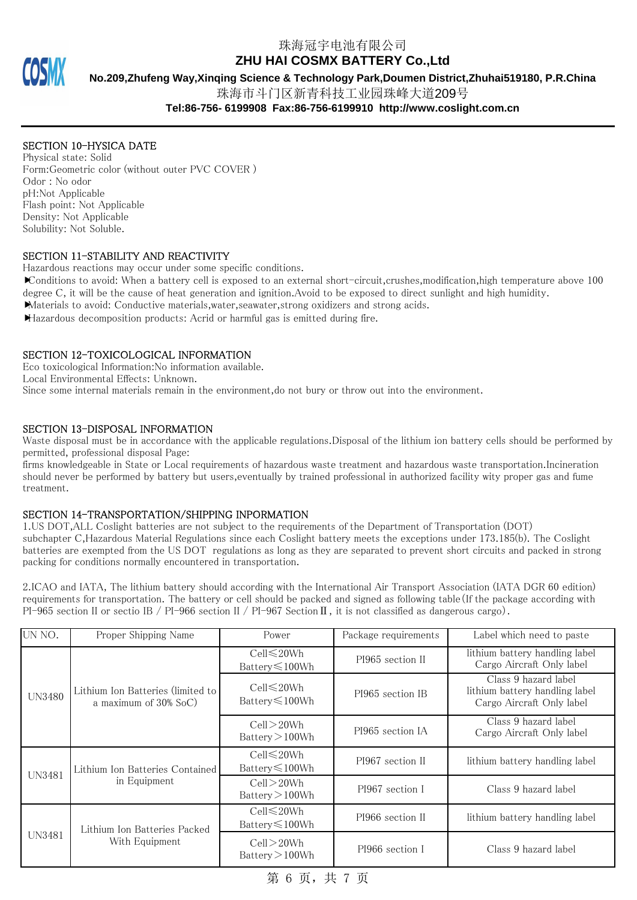## SECTION 10-HYSICA DATE

Physical state: Solid
Form:Geometric color (without outer PVC COVER )
Odor : No odor
pH:Not Applicable
Flash point: Not Applicable
Density: Not Applicable
Solubility: Not Soluble.

## SECTION 11-STABILITY AND REACTIVITY

Hazardous reactions may occur under some specific conditions.

- Conditions to avoid: When a battery cell is exposed to an external short-circuit,crushes,modification,high temperature above 100 degree C, it will be the cause of heat generation and ignition.Avoid to be exposed to direct sunlight and high humidity.
- Materials to avoid: Conductive materials,water,seawater,strong oxidizers and strong acids.
- Hazardous decomposition products: Acrid or harmful gas is emitted during fire.

## SECTION 12-TOXICOLOGICAL INFORMATION

Eco toxicological Information:No information available.
Local Environmental Effects: Unknown.
Since some internal materials remain in the environment,do not bury or throw out into the environment.

## SECTION 13-DISPOSAL INFORMATION

Waste disposal must be in accordance with the applicable regulations.Disposal of the lithium ion battery cells should be performed by permitted, professional disposal Page:
firms knowledgeable in State or Local requirements of hazardous waste treatment and hazardous waste transportation.Incineration should never be performed by battery but users,eventually by trained professional in authorized facility wity proper gas and fume treatment.

## SECTION 14-TRANSPORTATION/SHIPPING INPORMATION

1.US DOT,ALL Coslight batteries are not subject to the requirements of the Department of Transportation (DOT) subchapter C,Hazardous Material Regulations since each Coslight battery meets the exceptions under 173.185(b). The Coslight batteries are exempted from the US DOT regulations as long as they are separated to prevent short circuits and packed in strong packing for conditions normally encountered in transportation.

2.ICAO and IATA, The lithium battery should according with the International Air Transport Association (IATA DGR 60 edition) requirements for transportation. The battery or cell should be packed and signed as following table(If the package according with PI-965 section II or sectio IB / PI-966 section II / PI-967 Section Ⅱ, it is not classified as dangerous cargo).

| UN NO. | Proper Shipping Name | Power | Package requirements | Label which need to paste |
|---|---|---|---|---|
| UN3480 | Lithium Ion Batteries (limited to a maximum of 30% SoC) | Cell≤20Wh Battery≤100Wh | PI965 section II | lithium battery handling label Cargo Aircraft Only label |
| | | Cell≤20Wh Battery≤100Wh | PI965 section IB | Class 9 hazard label lithium battery handling label Cargo Aircraft Only label |
| | | Cell＞20Wh Battery＞100Wh | PI965 section IA | Class 9 hazard label Cargo Aircraft Only label |
| UN3481 | Lithium Ion Batteries Contained in Equipment | Cell≤20Wh Battery≤100Wh | PI967 section II | lithium battery handling label |
| | | Cell＞20Wh Battery＞100Wh | PI967 section I | Class 9 hazard label |
| UN3481 | Lithium Ion Batteries Packed With Equipment | Cell≤20Wh Battery≤100Wh | PI966 section II | lithium battery handling label |
| | | Cell＞20Wh Battery＞100Wh | PI966 section I | Class 9 hazard label |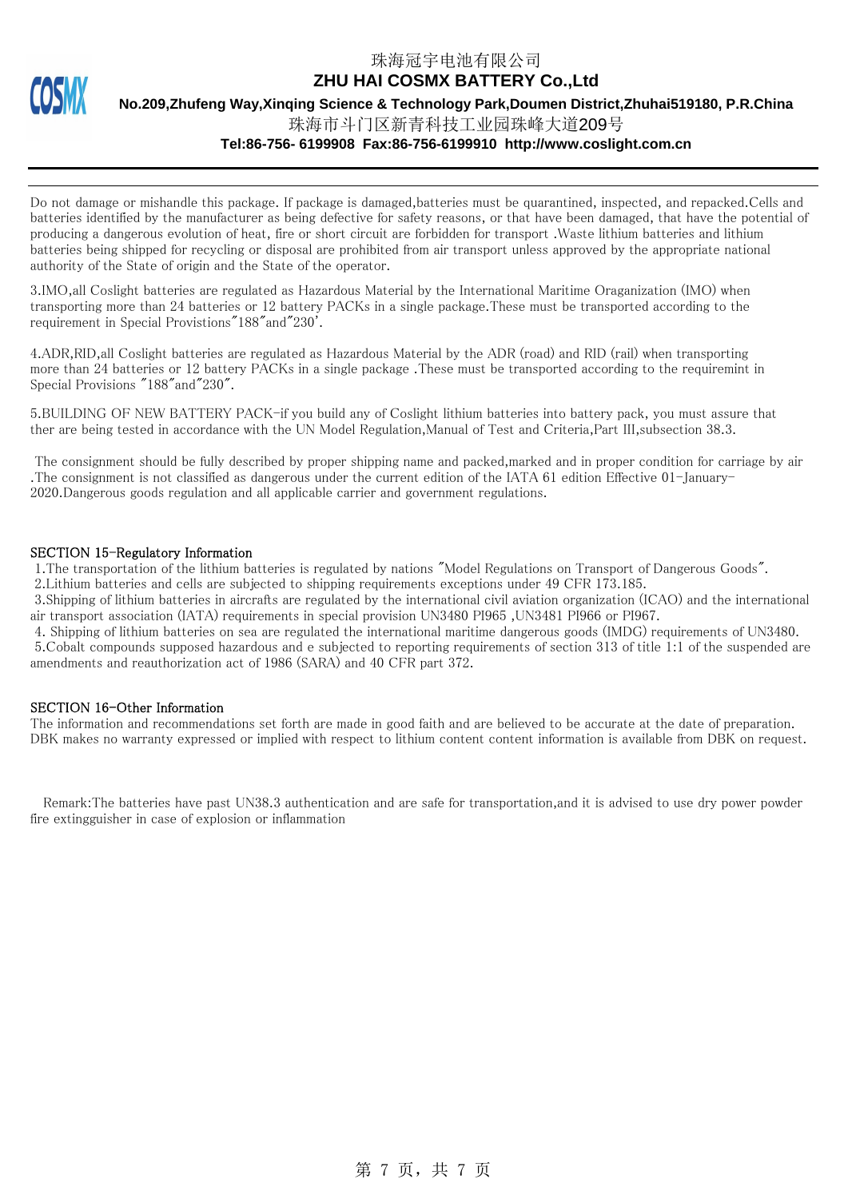Do not damage or mishandle this package. If package is damaged,batteries must be quarantined, inspected, and repacked.Cells and batteries identified by the manufacturer as being defective for safety reasons, or that have been damaged, that have the potential of producing a dangerous evolution of heat, fire or short circuit are forbidden for transport .Waste lithium batteries and lithium batteries being shipped for recycling or disposal are prohibited from air transport unless approved by the appropriate national authority of the State of origin and the State of the operator.

3.IMO,all Coslight batteries are regulated as Hazardous Material by the International Maritime Oraganization (IMO) when transporting more than 24 batteries or 12 battery PACKs in a single package.These must be transported according to the requirement in Special Provistions"188"and"230'.

4.ADR,RID,all Coslight batteries are regulated as Hazardous Material by the ADR (road) and RID (rail) when transporting more than 24 batteries or 12 battery PACKs in a single package .These must be transported according to the requiremint in Special Provisions "188"and"230".

5.BUILDING OF NEW BATTERY PACK-if you build any of Coslight lithium batteries into battery pack, you must assure that ther are being tested in accordance with the UN Model Regulation,Manual of Test and Criteria,Part III,subsection 38.3.

The consignment should be fully described by proper shipping name and packed,marked and in proper condition for carriage by air .The consignment is not classified as dangerous under the current edition of the IATA 61 edition Effective 01-January-2020.Dangerous goods regulation and all applicable carrier and government regulations.

## SECTION 15-Regulatory Information

1.The transportation of the lithium batteries is regulated by nations "Model Regulations on Transport of Dangerous Goods".
2.Lithium batteries and cells are subjected to shipping requirements exceptions under 49 CFR 173.185.
3.Shipping of lithium batteries in aircrafts are regulated by the international civil aviation organization (ICAO) and the international air transport association (IATA) requirements in special provision UN3480 PI965 ,UN3481 PI966 or PI967.
4. Shipping of lithium batteries on sea are regulated the international maritime dangerous goods (IMDG) requirements of UN3480.
5.Cobalt compounds supposed hazardous and e subjected to reporting requirements of section 313 of title 1:1 of the suspended are amendments and reauthorization act of 1986 (SARA) and 40 CFR part 372.

## SECTION 16-Other Information

The information and recommendations set forth are made in good faith and are believed to be accurate at the date of preparation. DBK makes no warranty expressed or implied with respect to lithium content content information is available from DBK on request.

Remark:The batteries have past UN38.3 authentication and are safe for transportation,and it is advised to use dry power powder fire extingguisher in case of explosion or inflammation